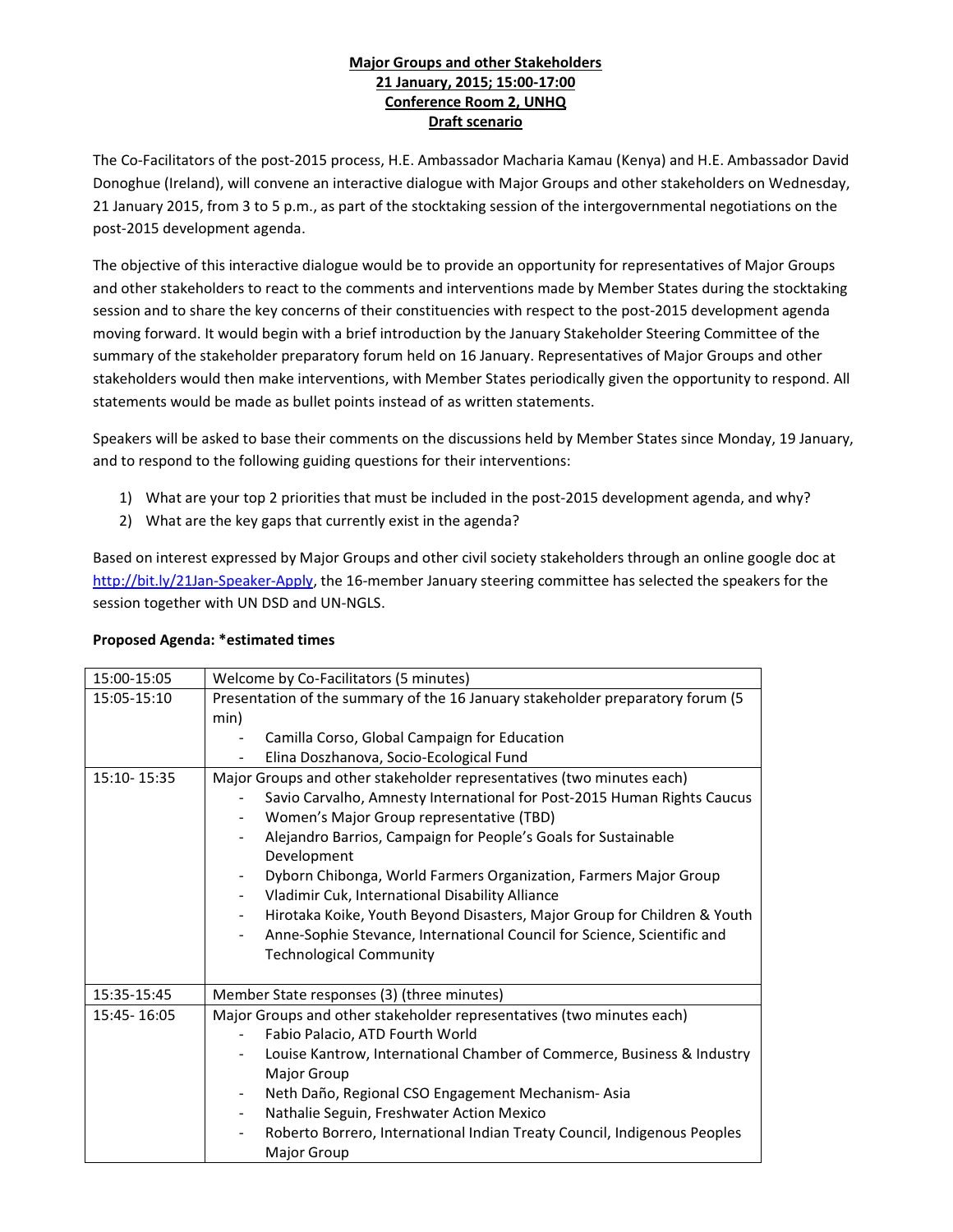**Major Groups and other Stakeholders**
**21 January, 2015; 15:00-17:00**
**Conference Room 2, UNHQ**
**Draft scenario**

The Co-Facilitators of the post-2015 process, H.E. Ambassador Macharia Kamau (Kenya) and H.E. Ambassador David Donoghue (Ireland), will convene an interactive dialogue with Major Groups and other stakeholders on Wednesday, 21 January 2015, from 3 to 5 p.m., as part of the stocktaking session of the intergovernmental negotiations on the post-2015 development agenda.

The objective of this interactive dialogue would be to provide an opportunity for representatives of Major Groups and other stakeholders to react to the comments and interventions made by Member States during the stocktaking session and to share the key concerns of their constituencies with respect to the post-2015 development agenda moving forward. It would begin with a brief introduction by the January Stakeholder Steering Committee of the summary of the stakeholder preparatory forum held on 16 January. Representatives of Major Groups and other stakeholders would then make interventions, with Member States periodically given the opportunity to respond. All statements would be made as bullet points instead of as written statements.

Speakers will be asked to base their comments on the discussions held by Member States since Monday, 19 January, and to respond to the following guiding questions for their interventions:

1) What are your top 2 priorities that must be included in the post-2015 development agenda, and why?
2) What are the key gaps that currently exist in the agenda?

Based on interest expressed by Major Groups and other civil society stakeholders through an online google doc at http://bit.ly/21Jan-Speaker-Apply, the 16-member January steering committee has selected the speakers for the session together with UN DSD and UN-NGLS.

**Proposed Agenda: *estimated times**

| | |
|---|---|
| 15:00-15:05 | Welcome by Co-Facilitators (5 minutes) |
| 15:05-15:10 | Presentation of the summary of the 16 January stakeholder preparatory forum (5 min)<br>- Camilla Corso, Global Campaign for Education<br>- Elina Doszhanova, Socio-Ecological Fund |
| 15:10- 15:35 | Major Groups and other stakeholder representatives (two minutes each)<br>- Savio Carvalho, Amnesty International for Post-2015 Human Rights Caucus<br>- Women's Major Group representative (TBD)<br>- Alejandro Barrios, Campaign for People's Goals for Sustainable Development<br>- Dyborn Chibonga, World Farmers Organization, Farmers Major Group<br>- Vladimir Cuk, International Disability Alliance<br>- Hirotaka Koike, Youth Beyond Disasters, Major Group for Children & Youth<br>- Anne-Sophie Stevance, International Council for Science, Scientific and Technological Community |
| 15:35-15:45 | Member State responses (3) (three minutes) |
| 15:45- 16:05 | Major Groups and other stakeholder representatives (two minutes each)<br>- Fabio Palacio, ATD Fourth World<br>- Louise Kantrow, International Chamber of Commerce, Business & Industry Major Group<br>- Neth Daño, Regional CSO Engagement Mechanism- Asia<br>- Nathalie Seguin, Freshwater Action Mexico<br>- Roberto Borrero, International Indian Treaty Council, Indigenous Peoples Major Group |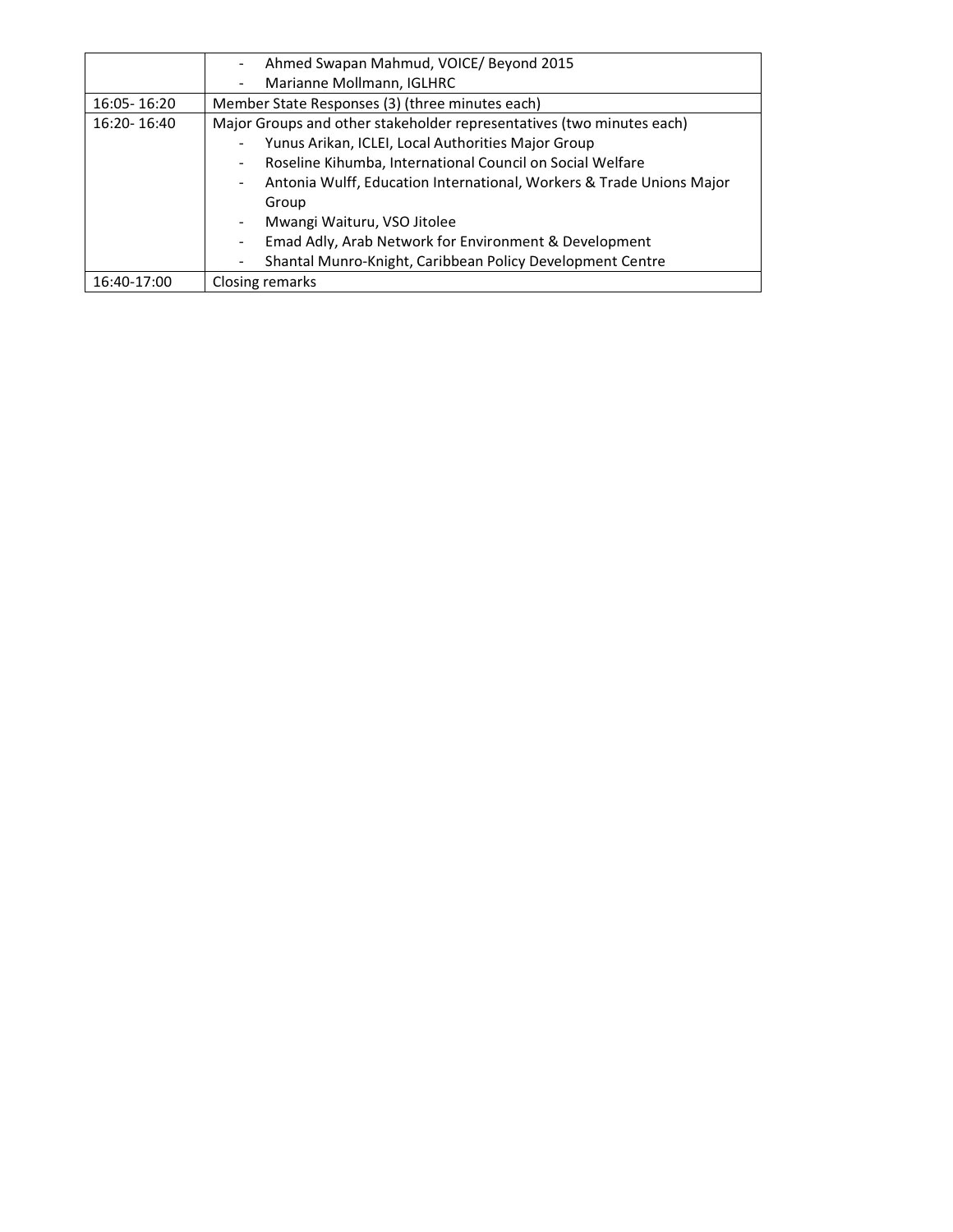| | |
|---|---|
| | - Ahmed Swapan Mahmud, VOICE/ Beyond 2015<br>- Marianne Mollmann, IGLHRC |
| 16:05- 16:20 | Member State Responses (3) (three minutes each) |
| 16:20- 16:40 | Major Groups and other stakeholder representatives (two minutes each)<br>- Yunus Arikan, ICLEI, Local Authorities Major Group<br>- Roseline Kihumba, International Council on Social Welfare<br>- Antonia Wulff, Education International, Workers & Trade Unions Major Group<br>- Mwangi Waituru, VSO Jitolee<br>- Emad Adly, Arab Network for Environment & Development<br>- Shantal Munro-Knight, Caribbean Policy Development Centre |
| 16:40-17:00 | Closing remarks |